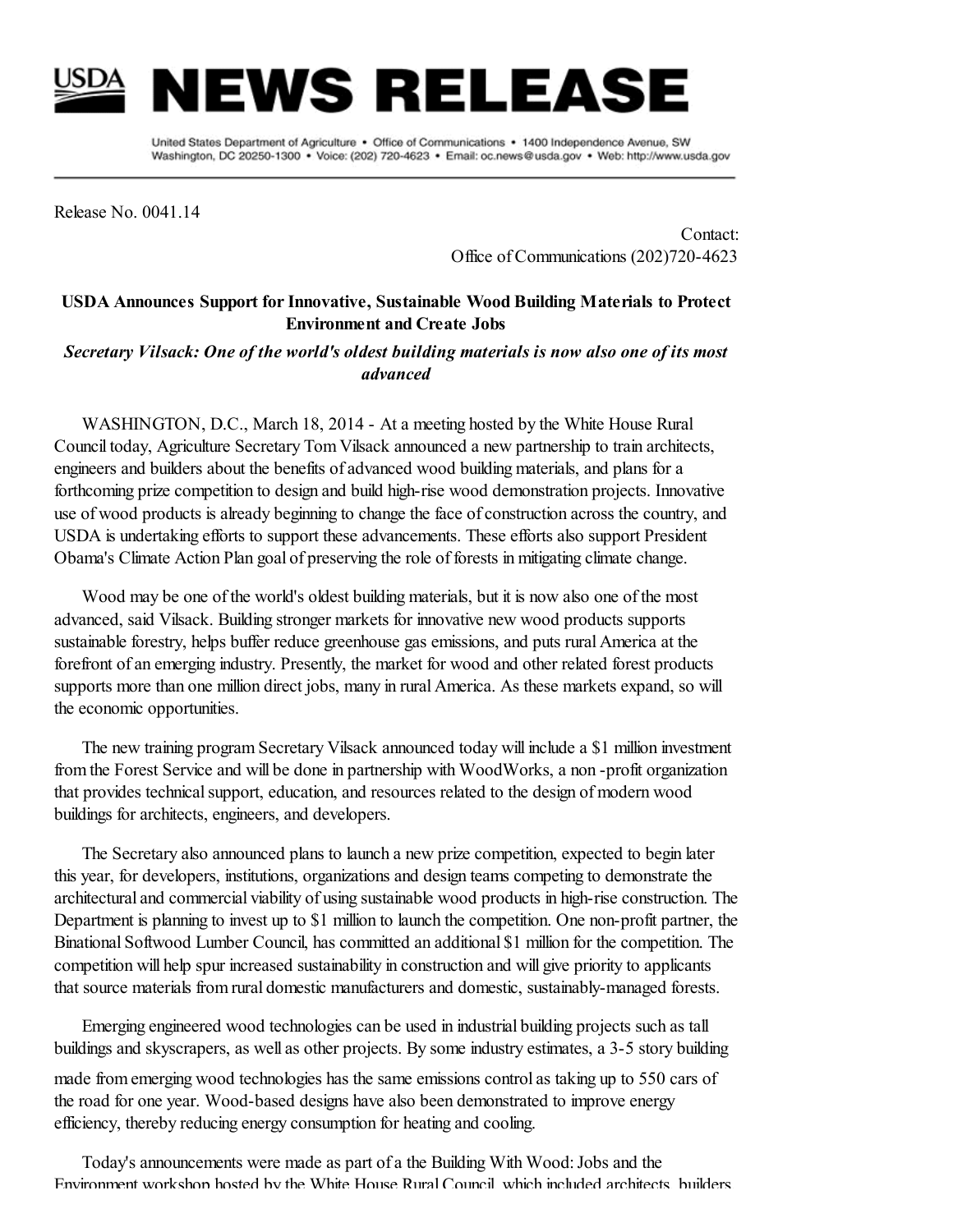# USDA NEWS RELEASE

United States Department of Agriculture • Office of Communications • 1400 Independence Avenue, SW Washington, DC 20250-1300 • Voice: (202) 720-4623 • Email: oc.news@usda.gov • Web: http://www.usda.gov

Release No. 0041.14

Contact:
Office of Communications (202)720-4623

**USDA Announces Support for Innovative, Sustainable Wood Building Materials to Protect Environment and Create Jobs**

***Secretary Vilsack: One of the world's oldest building materials is now also one of its most advanced***

WASHINGTON, D.C., March 18, 2014 - At a meeting hosted by the White House Rural Council today, Agriculture Secretary Tom Vilsack announced a new partnership to train architects, engineers and builders about the benefits of advanced wood building materials, and plans for a forthcoming prize competition to design and build high-rise wood demonstration projects. Innovative use of wood products is already beginning to change the face of construction across the country, and USDA is undertaking efforts to support these advancements. These efforts also support President Obama's Climate Action Plan goal of preserving the role of forests in mitigating climate change.

Wood may be one of the world's oldest building materials, but it is now also one of the most advanced, said Vilsack. Building stronger markets for innovative new wood products supports sustainable forestry, helps buffer reduce greenhouse gas emissions, and puts rural America at the forefront of an emerging industry. Presently, the market for wood and other related forest products supports more than one million direct jobs, many in rural America. As these markets expand, so will the economic opportunities.

The new training program Secretary Vilsack announced today will include a $1 million investment from the Forest Service and will be done in partnership with WoodWorks, a non -profit organization that provides technical support, education, and resources related to the design of modern wood buildings for architects, engineers, and developers.

The Secretary also announced plans to launch a new prize competition, expected to begin later this year, for developers, institutions, organizations and design teams competing to demonstrate the architectural and commercial viability of using sustainable wood products in high-rise construction. The Department is planning to invest up to $1 million to launch the competition. One non-profit partner, the Binational Softwood Lumber Council, has committed an additional $1 million for the competition. The competition will help spur increased sustainability in construction and will give priority to applicants that source materials from rural domestic manufacturers and domestic, sustainably-managed forests.

Emerging engineered wood technologies can be used in industrial building projects such as tall buildings and skyscrapers, as well as other projects. By some industry estimates, a 3-5 story building made from emerging wood technologies has the same emissions control as taking up to 550 cars of the road for one year. Wood-based designs have also been demonstrated to improve energy efficiency, thereby reducing energy consumption for heating and cooling.

Today's announcements were made as part of a the Building With Wood: Jobs and the Environment workshop hosted by the White House Rural Council, which included architects, builders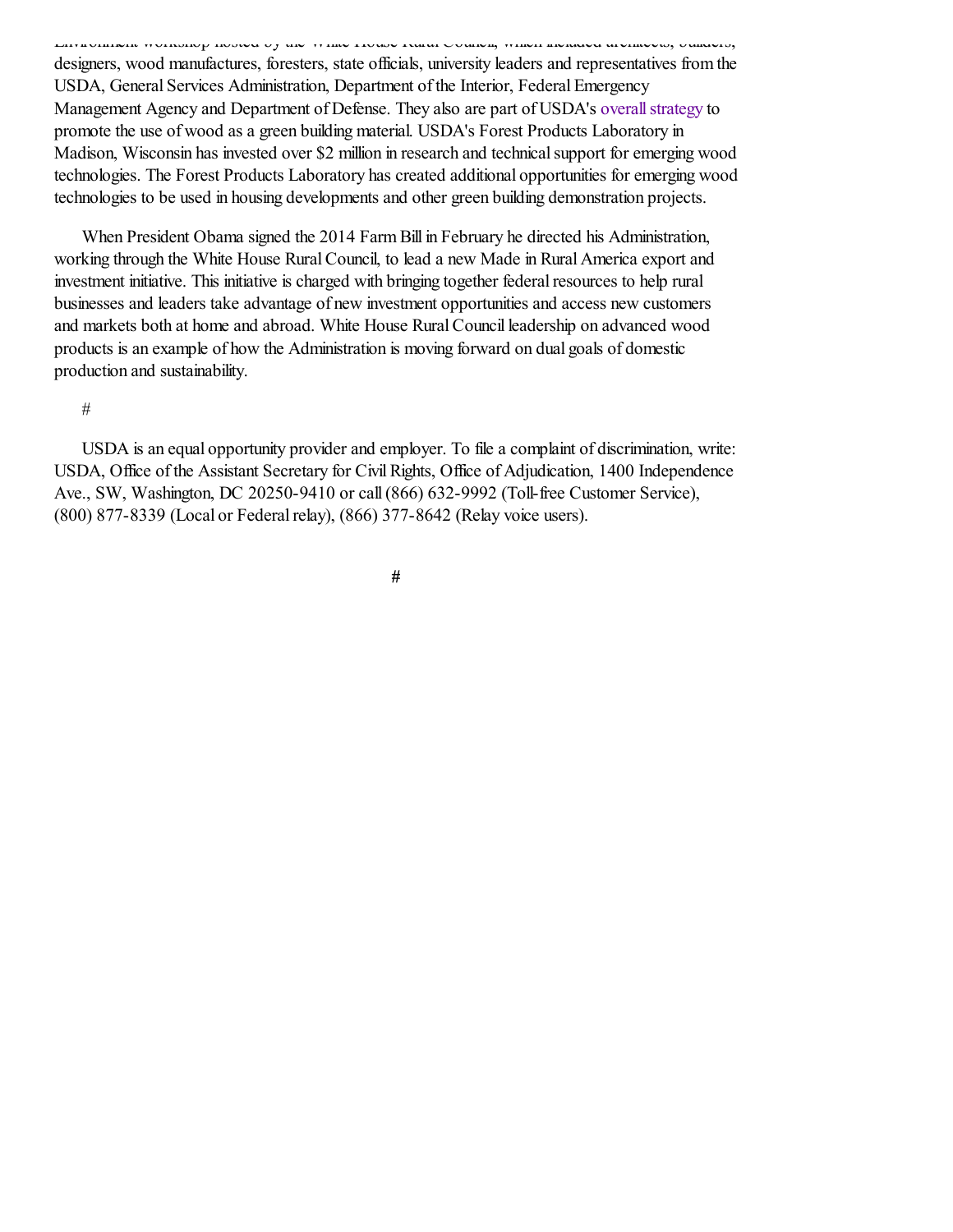Environment workshop hosted by the White House Rural Council, which included architects, builders, designers, wood manufactures, foresters, state officials, university leaders and representatives from the USDA, General Services Administration, Department of the Interior, Federal Emergency Management Agency and Department of Defense. They also are part of USDA's overall strategy to promote the use of wood as a green building material. USDA's Forest Products Laboratory in Madison, Wisconsin has invested over $2 million in research and technical support for emerging wood technologies. The Forest Products Laboratory has created additional opportunities for emerging wood technologies to be used in housing developments and other green building demonstration projects.

When President Obama signed the 2014 Farm Bill in February he directed his Administration, working through the White House Rural Council, to lead a new Made in Rural America export and investment initiative. This initiative is charged with bringing together federal resources to help rural businesses and leaders take advantage of new investment opportunities and access new customers and markets both at home and abroad. White House Rural Council leadership on advanced wood products is an example of how the Administration is moving forward on dual goals of domestic production and sustainability.

#

USDA is an equal opportunity provider and employer. To file a complaint of discrimination, write: USDA, Office of the Assistant Secretary for Civil Rights, Office of Adjudication, 1400 Independence Ave., SW, Washington, DC 20250-9410 or call (866) 632-9992 (Toll-free Customer Service), (800) 877-8339 (Local or Federal relay), (866) 377-8642 (Relay voice users).

#